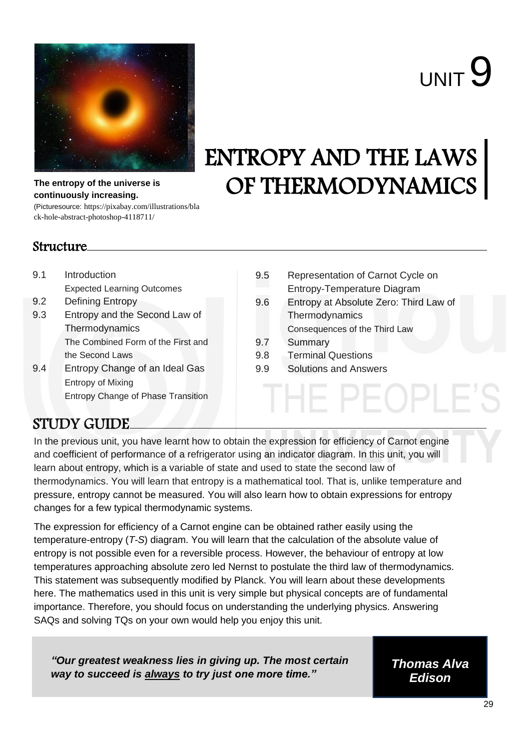# UNIT 9

# ENTROPY AND THE LAWS OF THERMODYNAMICS

**The entropy of the universe is continuously increasing.**
(Picturesource: https://pixabay.com/illustrations/black-hole-abstract-photoshop-4118711/

## Structure

- 9.1 Introduction
  - Expected Learning Outcomes
- 9.2 Defining Entropy
- 9.3 Entropy and the Second Law of Thermodynamics
  - The Combined Form of the First and the Second Laws
- 9.4 Entropy Change of an Ideal Gas
  - Entropy of Mixing
  - Entropy Change of Phase Transition
- 9.5 Representation of Carnot Cycle on Entropy-Temperature Diagram
- 9.6 Entropy at Absolute Zero: Third Law of Thermodynamics
  - Consequences of the Third Law
- 9.7 Summary
- 9.8 Terminal Questions
- 9.9 Solutions and Answers

## STUDY GUIDE

In the previous unit, you have learnt how to obtain the expression for efficiency of Carnot engine and coefficient of performance of a refrigerator using an indicator diagram. In this unit, you will learn about entropy, which is a variable of state and used to state the second law of thermodynamics. You will learn that entropy is a mathematical tool. That is, unlike temperature and pressure, entropy cannot be measured. You will also learn how to obtain expressions for entropy changes for a few typical thermodynamic systems.

The expression for efficiency of a Carnot engine can be obtained rather easily using the temperature-entropy (*T-S*) diagram. You will learn that the calculation of the absolute value of entropy is not possible even for a reversible process. However, the behaviour of entropy at low temperatures approaching absolute zero led Nernst to postulate the third law of thermodynamics. This statement was subsequently modified by Planck. You will learn about these developments here. The mathematics used in this unit is very simple but physical concepts are of fundamental importance. Therefore, you should focus on understanding the underlying physics. Answering SAQs and solving TQs on your own would help you enjoy this unit.

> ***"Our greatest weakness lies in giving up. The most certain way to succeed is always to try just one more time."***
>
> ***Thomas Alva Edison***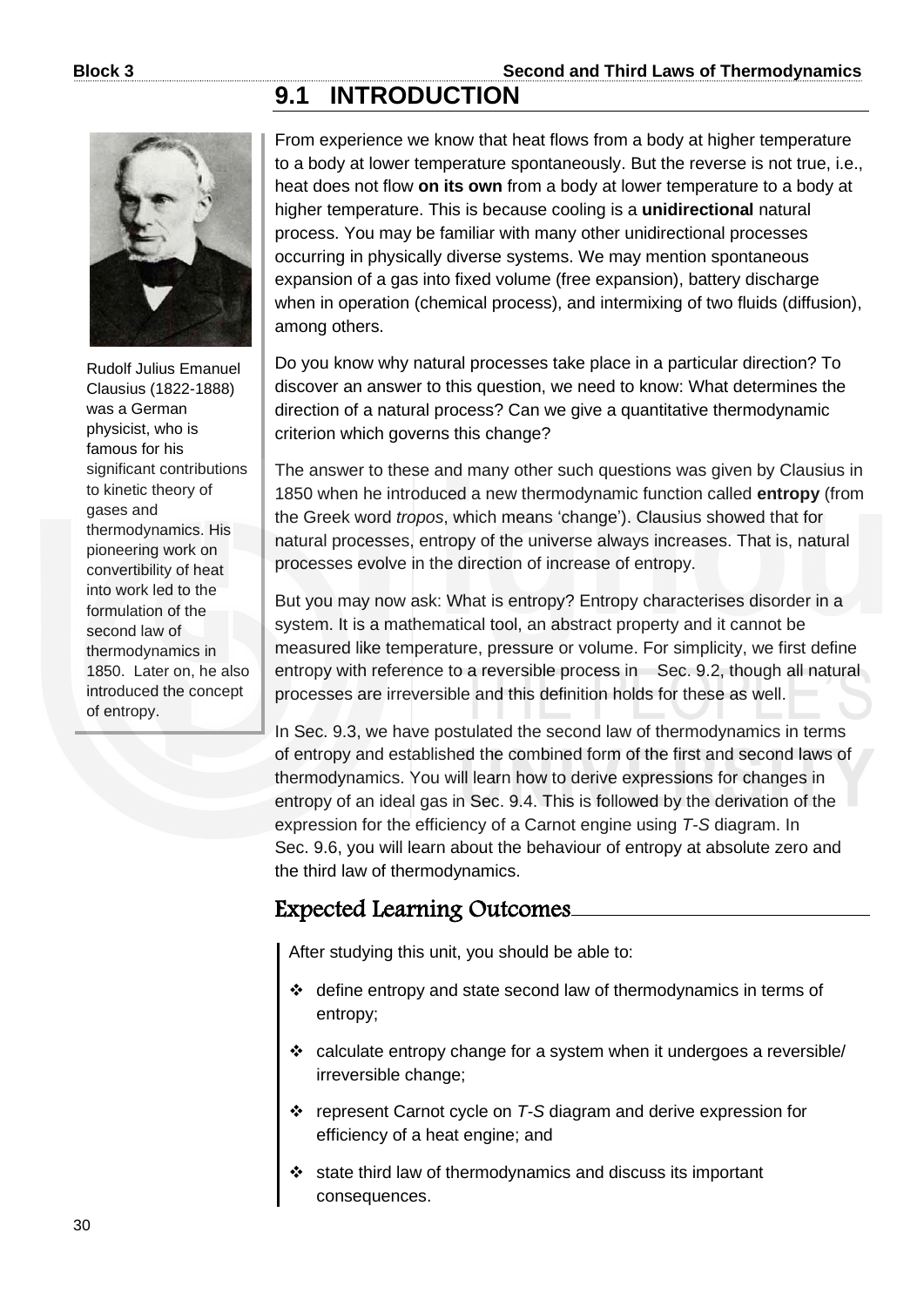## 9.1 INTRODUCTION

Rudolf Julius Emanuel Clausius (1822-1888) was a German physicist, who is famous for his significant contributions to kinetic theory of gases and thermodynamics. His pioneering work on convertibility of heat into work led to the formulation of the second law of thermodynamics in 1850. Later on, he also introduced the concept of entropy.

From experience we know that heat flows from a body at higher temperature to a body at lower temperature spontaneously. But the reverse is not true, i.e., heat does not flow **on its own** from a body at lower temperature to a body at higher temperature. This is because cooling is a **unidirectional** natural process. You may be familiar with many other unidirectional processes occurring in physically diverse systems. We may mention spontaneous expansion of a gas into fixed volume (free expansion), battery discharge when in operation (chemical process), and intermixing of two fluids (diffusion), among others.

Do you know why natural processes take place in a particular direction? To discover an answer to this question, we need to know: What determines the direction of a natural process? Can we give a quantitative thermodynamic criterion which governs this change?

The answer to these and many other such questions was given by Clausius in 1850 when he introduced a new thermodynamic function called **entropy** (from the Greek word *tropos*, which means 'change'). Clausius showed that for natural processes, entropy of the universe always increases. That is, natural processes evolve in the direction of increase of entropy.

But you may now ask: What is entropy? Entropy characterises disorder in a system. It is a mathematical tool, an abstract property and it cannot be measured like temperature, pressure or volume. For simplicity, we first define entropy with reference to a reversible process in Sec. 9.2, though all natural processes are irreversible and this definition holds for these as well.

In Sec. 9.3, we have postulated the second law of thermodynamics in terms of entropy and established the combined form of the first and second laws of thermodynamics. You will learn how to derive expressions for changes in entropy of an ideal gas in Sec. 9.4. This is followed by the derivation of the expression for the efficiency of a Carnot engine using *T-S* diagram. In Sec. 9.6, you will learn about the behaviour of entropy at absolute zero and the third law of thermodynamics.

### Expected Learning Outcomes

After studying this unit, you should be able to:

- define entropy and state second law of thermodynamics in terms of entropy;
- calculate entropy change for a system when it undergoes a reversible/ irreversible change;
- represent Carnot cycle on *T-S* diagram and derive expression for efficiency of a heat engine; and
- state third law of thermodynamics and discuss its important consequences.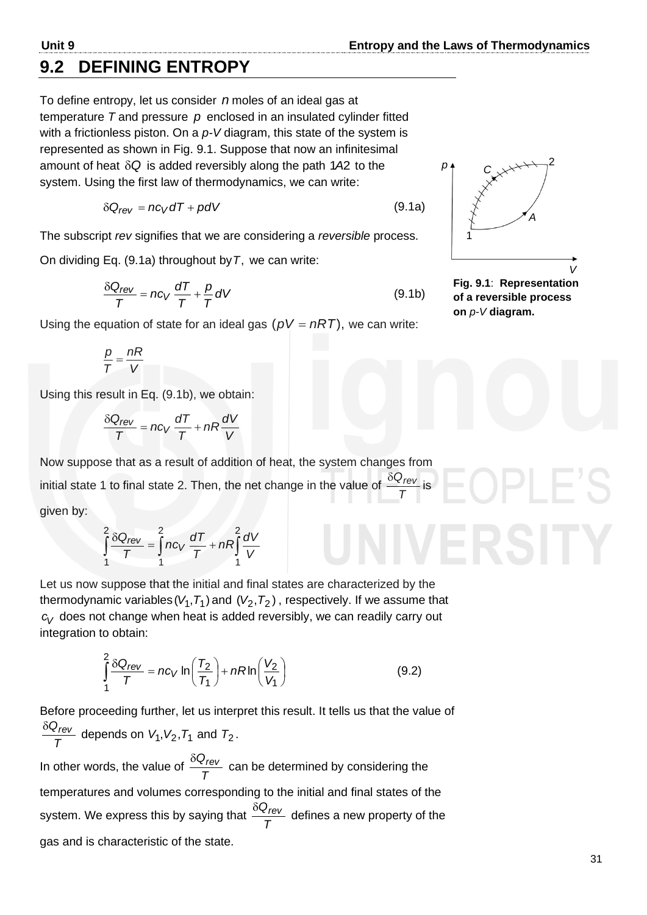## 9.2 DEFINING ENTROPY

To define entropy, let us consider $n$ moles of an ideal gas at temperature $T$ and pressure $p$ enclosed in an insulated cylinder fitted with a frictionless piston. On a *p-V* diagram, this state of the system is represented as shown in Fig. 9.1. Suppose that now an infinitesimal amount of heat $\delta Q$ is added reversibly along the path $1A2$ to the system. Using the first law of thermodynamics, we can write:

$$\delta Q_{rev} = nc_V dT + pdV \tag{9.1a}$$

The subscript *rev* signifies that we are considering a *reversible* process.

On dividing Eq. (9.1a) throughout by $T$, we can write:

$$\frac{\delta Q_{rev}}{T} = nc_V \frac{dT}{T} + \frac{p}{T} dV \tag{9.1b}$$

Using the equation of state for an ideal gas $(pV = nRT)$, we can write:

$$\frac{p}{T} = \frac{nR}{V}$$

Using this result in Eq. (9.1b), we obtain:

$$\frac{\delta Q_{rev}}{T} = nc_V \frac{dT}{T} + nR\frac{dV}{V}$$

Now suppose that as a result of addition of heat, the system changes from initial state 1 to final state 2. Then, the net change in the value of $\frac{\delta Q_{rev}}{T}$ is given by:

$$\int_1^2 \frac{\delta Q_{rev}}{T} = \int_1^2 nc_V \frac{dT}{T} + nR\int_1^2 \frac{dV}{V}$$

Let us now suppose that the initial and final states are characterized by the thermodynamic variables $(V_1, T_1)$ and $(V_2, T_2)$, respectively. If we assume that $c_V$ does not change when heat is added reversibly, we can readily carry out integration to obtain:

$$\int_1^2 \frac{\delta Q_{rev}}{T} = nc_V \ln\left(\frac{T_2}{T_1}\right) + nR\ln\left(\frac{V_2}{V_1}\right) \tag{9.2}$$

Before proceeding further, let us interpret this result. It tells us that the value of $\frac{\delta Q_{rev}}{T}$ depends on $V_1, V_2, T_1$ and $T_2$.

In other words, the value of $\frac{\delta Q_{rev}}{T}$ can be determined by considering the temperatures and volumes corresponding to the initial and final states of the system. We express this by saying that $\frac{\delta Q_{rev}}{T}$ defines a new property of the gas and is characteristic of the state.

p
C
2
A
1
V

**Fig. 9.1**: **Representation of a reversible process on** ***p-V*** **diagram.**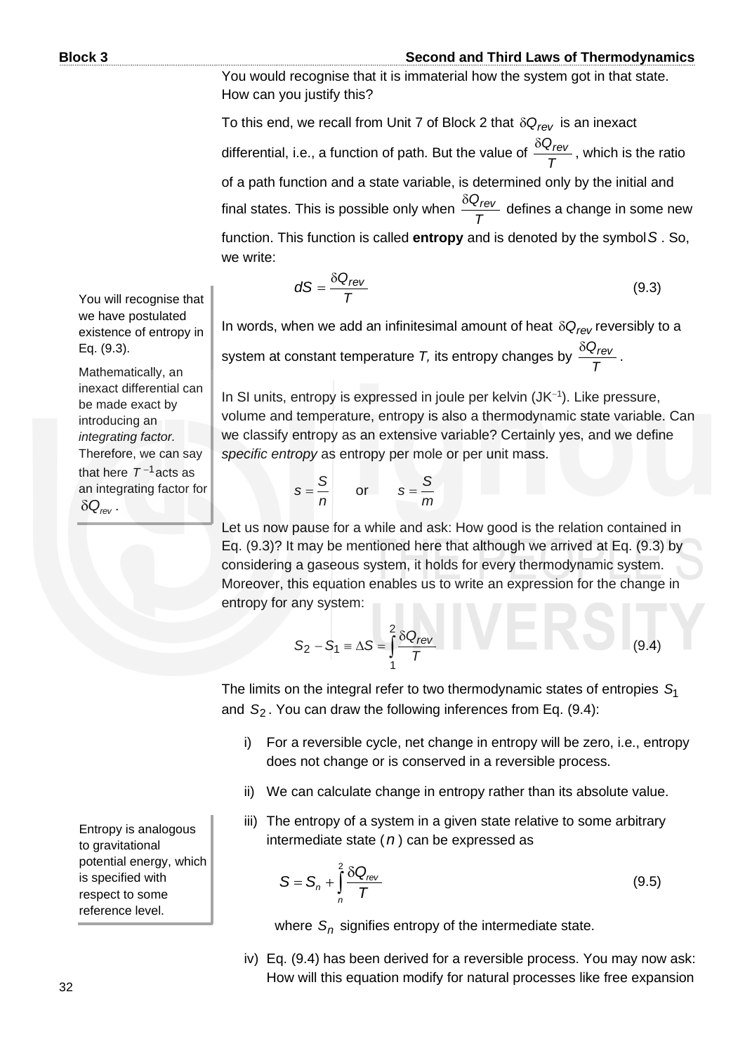You would recognise that it is immaterial how the system got in that state. How can you justify this?

To this end, we recall from Unit 7 of Block 2 that $\delta Q_{rev}$ is an inexact differential, i.e., a function of path. But the value of $\frac{\delta Q_{rev}}{T}$, which is the ratio of a path function and a state variable, is determined only by the initial and final states. This is possible only when $\frac{\delta Q_{rev}}{T}$ defines a change in some new function. This function is called **entropy** and is denoted by the symbol $S$. So, we write:

You will recognise that we have postulated existence of entropy in Eq. (9.3).

Mathematically, an inexact differential can be made exact by introducing an *integrating factor.* Therefore, we can say that here $T^{-1}$ acts as an integrating factor for $\delta Q_{rev}$.

$$dS = \frac{\delta Q_{rev}}{T} \tag{9.3}$$

In words, when we add an infinitesimal amount of heat $\delta Q_{rev}$ reversibly to a system at constant temperature *T,* its entropy changes by $\frac{\delta Q_{rev}}{T}$.

In SI units, entropy is expressed in joule per kelvin ($JK^{-1}$). Like pressure, volume and temperature, entropy is also a thermodynamic state variable. Can we classify entropy as an extensive variable? Certainly yes, and we define *specific entropy* as entropy per mole or per unit mass.

$$s = \frac{S}{n} \quad \text{or} \quad s = \frac{S}{m}$$

Let us now pause for a while and ask: How good is the relation contained in Eq. (9.3)? It may be mentioned here that although we arrived at Eq. (9.3) by considering a gaseous system, it holds for every thermodynamic system. Moreover, this equation enables us to write an expression for the change in entropy for any system:

$$S_2 - S_1 \equiv \Delta S = \int_1^2 \frac{\delta Q_{rev}}{T} \tag{9.4}$$

The limits on the integral refer to two thermodynamic states of entropies $S_1$ and $S_2$. You can draw the following inferences from Eq. (9.4):

i) For a reversible cycle, net change in entropy will be zero, i.e., entropy does not change or is conserved in a reversible process.

ii) We can calculate change in entropy rather than its absolute value.

iii) The entropy of a system in a given state relative to some arbitrary intermediate state ($n$) can be expressed as

Entropy is analogous to gravitational potential energy, which is specified with respect to some reference level.

$$S = S_n + \int_n^2 \frac{\delta Q_{rev}}{T} \tag{9.5}$$

where $S_n$ signifies entropy of the intermediate state.

iv) Eq. (9.4) has been derived for a reversible process. You may now ask: How will this equation modify for natural processes like free expansion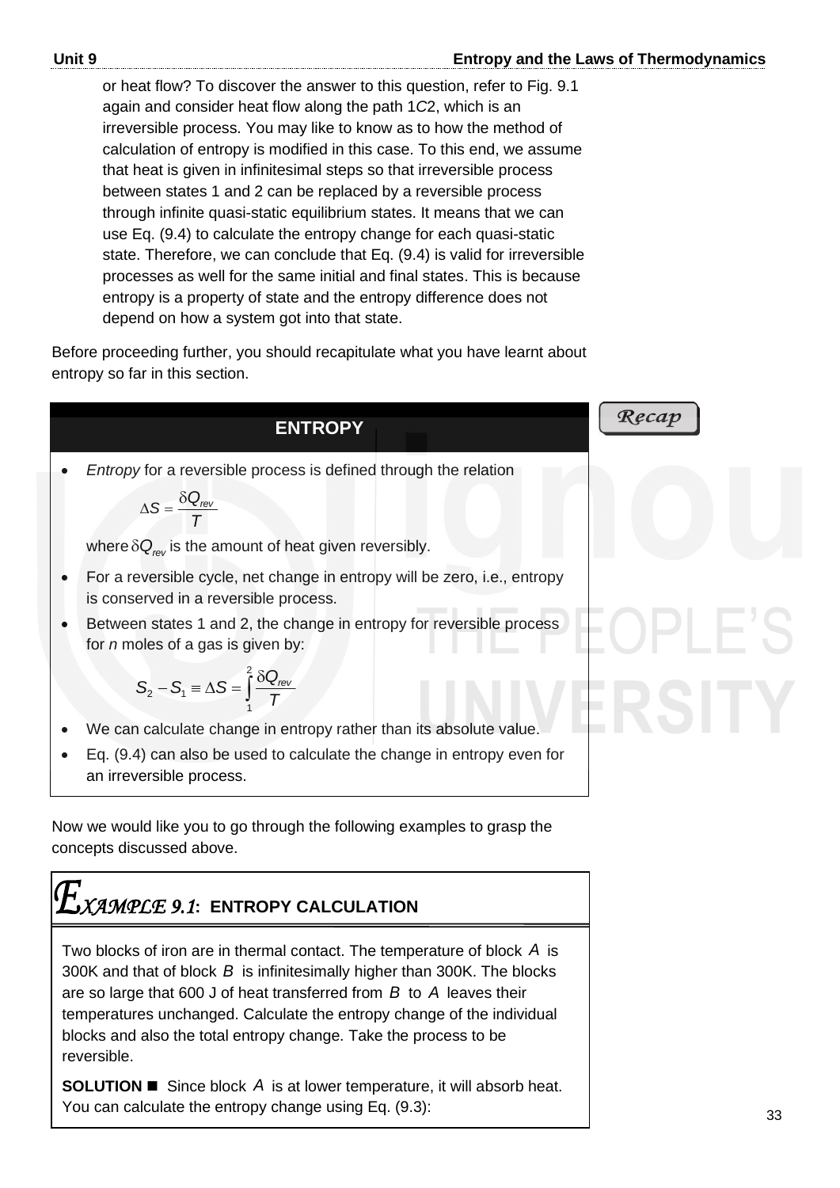or heat flow? To discover the answer to this question, refer to Fig. 9.1 again and consider heat flow along the path 1*C*2, which is an irreversible process. You may like to know as to how the method of calculation of entropy is modified in this case. To this end, we assume that heat is given in infinitesimal steps so that irreversible process between states 1 and 2 can be replaced by a reversible process through infinite quasi-static equilibrium states. It means that we can use Eq. (9.4) to calculate the entropy change for each quasi-static state. Therefore, we can conclude that Eq. (9.4) is valid for irreversible processes as well for the same initial and final states. This is because entropy is a property of state and the entropy difference does not depend on how a system got into that state.

Before proceeding further, you should recapitulate what you have learnt about entropy so far in this section.

*Recap*

### ENTROPY

- *Entropy* for a reversible process is defined through the relation

$$\Delta S = \frac{\delta Q_{rev}}{T}$$

where $\delta Q_{rev}$ is the amount of heat given reversibly.

- For a reversible cycle, net change in entropy will be zero, i.e., entropy is conserved in a reversible process.
- Between states 1 and 2, the change in entropy for reversible process for *n* moles of a gas is given by:

$$S_2 - S_1 \equiv \Delta S = \int_1^2 \frac{\delta Q_{rev}}{T}$$

- We can calculate change in entropy rather than its absolute value.
- Eq. (9.4) can also be used to calculate the change in entropy even for an irreversible process.

Now we would like you to go through the following examples to grasp the concepts discussed above.

## *EXAMPLE 9.1*: ENTROPY CALCULATION

Two blocks of iron are in thermal contact. The temperature of block $A$ is 300K and that of block $B$ is infinitesimally higher than 300K. The blocks are so large that 600 J of heat transferred from $B$ to $A$ leaves their temperatures unchanged. Calculate the entropy change of the individual blocks and also the total entropy change. Take the process to be reversible.

**SOLUTION** ■ Since block $A$ is at lower temperature, it will absorb heat. You can calculate the entropy change using Eq. (9.3):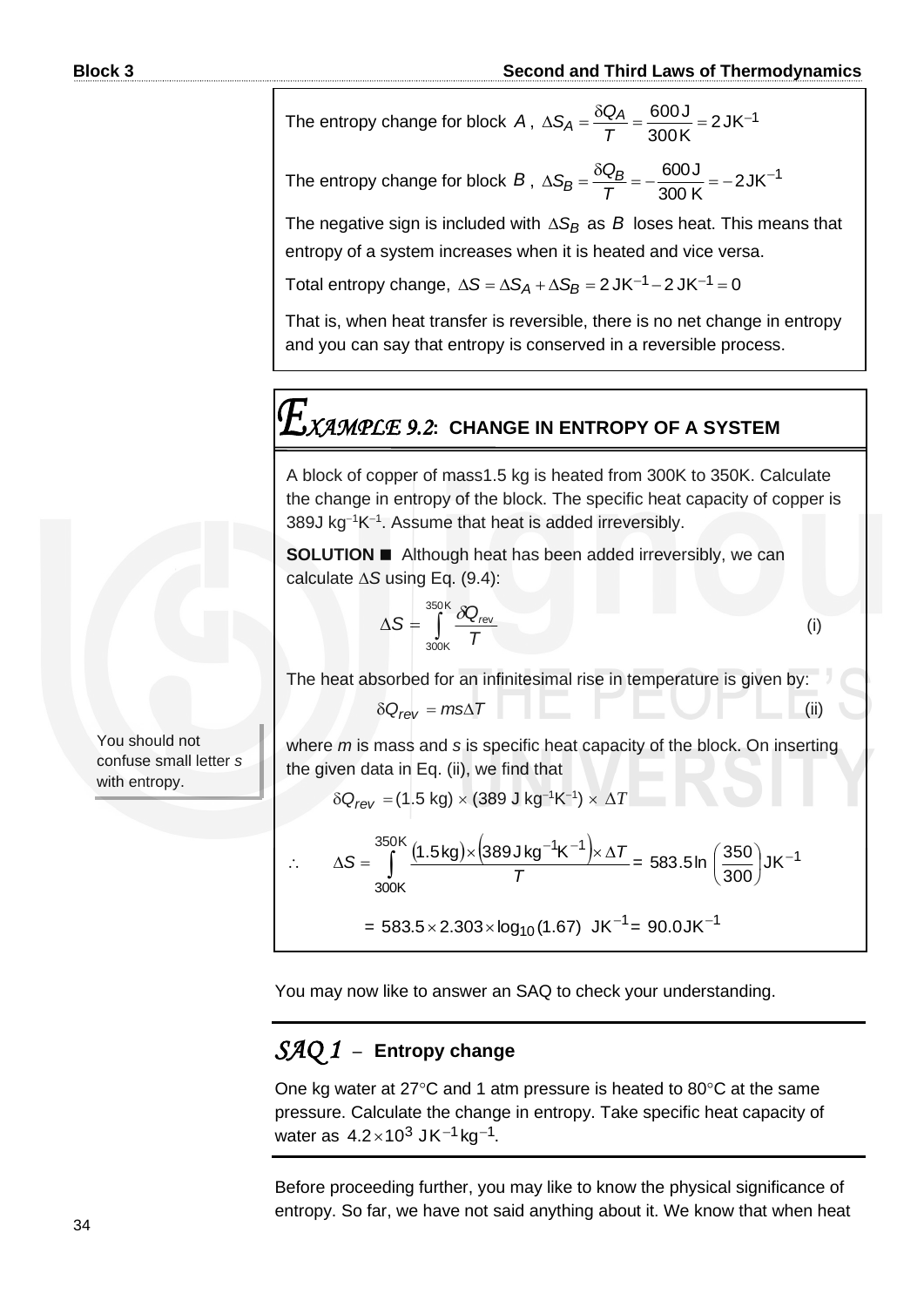The entropy change for block $A$, $\Delta S_A = \frac{\delta Q_A}{T} = \frac{600\,\text{J}}{300\,\text{K}} = 2\,\text{JK}^{-1}$

The entropy change for block $B$, $\Delta S_B = \frac{\delta Q_B}{T} = -\frac{600\,\text{J}}{300\,\text{K}} = -2\,\text{JK}^{-1}$

The negative sign is included with $\Delta S_B$ as $B$ loses heat. This means that entropy of a system increases when it is heated and vice versa.

Total entropy change, $\Delta S = \Delta S_A + \Delta S_B = 2\,\text{JK}^{-1} - 2\,\text{JK}^{-1} = 0$

That is, when heat transfer is reversible, there is no net change in entropy and you can say that entropy is conserved in a reversible process.

## *EXAMPLE 9.2*: CHANGE IN ENTROPY OF A SYSTEM

A block of copper of mass1.5 kg is heated from 300K to 350K. Calculate the change in entropy of the block. The specific heat capacity of copper is 389J kg$^{-1}$K$^{-1}$. Assume that heat is added irreversibly.

**SOLUTION** ■ Although heat has been added irreversibly, we can calculate $\Delta S$ using Eq. (9.4):

$$\Delta S = \int_{300\text{K}}^{350\text{K}} \frac{\delta Q_{rev}}{T} \tag{i}$$

The heat absorbed for an infinitesimal rise in temperature is given by:

$$\delta Q_{rev} = ms\Delta T \tag{ii}$$

You should not confuse small letter $s$ with entropy.

where $m$ is mass and $s$ is specific heat capacity of the block. On inserting the given data in Eq. (ii), we find that

$$\delta Q_{rev} = (1.5\text{ kg}) \times (389\text{ J kg}^{-1}\text{K}^{-1}) \times \Delta T$$

$$\therefore \quad \Delta S = \int_{300\text{K}}^{350\text{K}} \frac{(1.5\,\text{kg}) \times (389\,\text{J}\,\text{kg}^{-1}\text{K}^{-1}) \times \Delta T}{T} = 583.5 \ln\left(\frac{350}{300}\right)\text{JK}^{-1}$$

$$= 583.5 \times 2.303 \times \log_{10}(1.67)\ \text{JK}^{-1} = 90.0\,\text{JK}^{-1}$$

You may now like to answer an SAQ to check your understanding.

## *SAQ 1* – Entropy change

One kg water at 27°C and 1 atm pressure is heated to 80°C at the same pressure. Calculate the change in entropy. Take specific heat capacity of water as $4.2 \times 10^3\ \text{J}\,\text{K}^{-1}\text{kg}^{-1}$.

Before proceeding further, you may like to know the physical significance of entropy. So far, we have not said anything about it. We know that when heat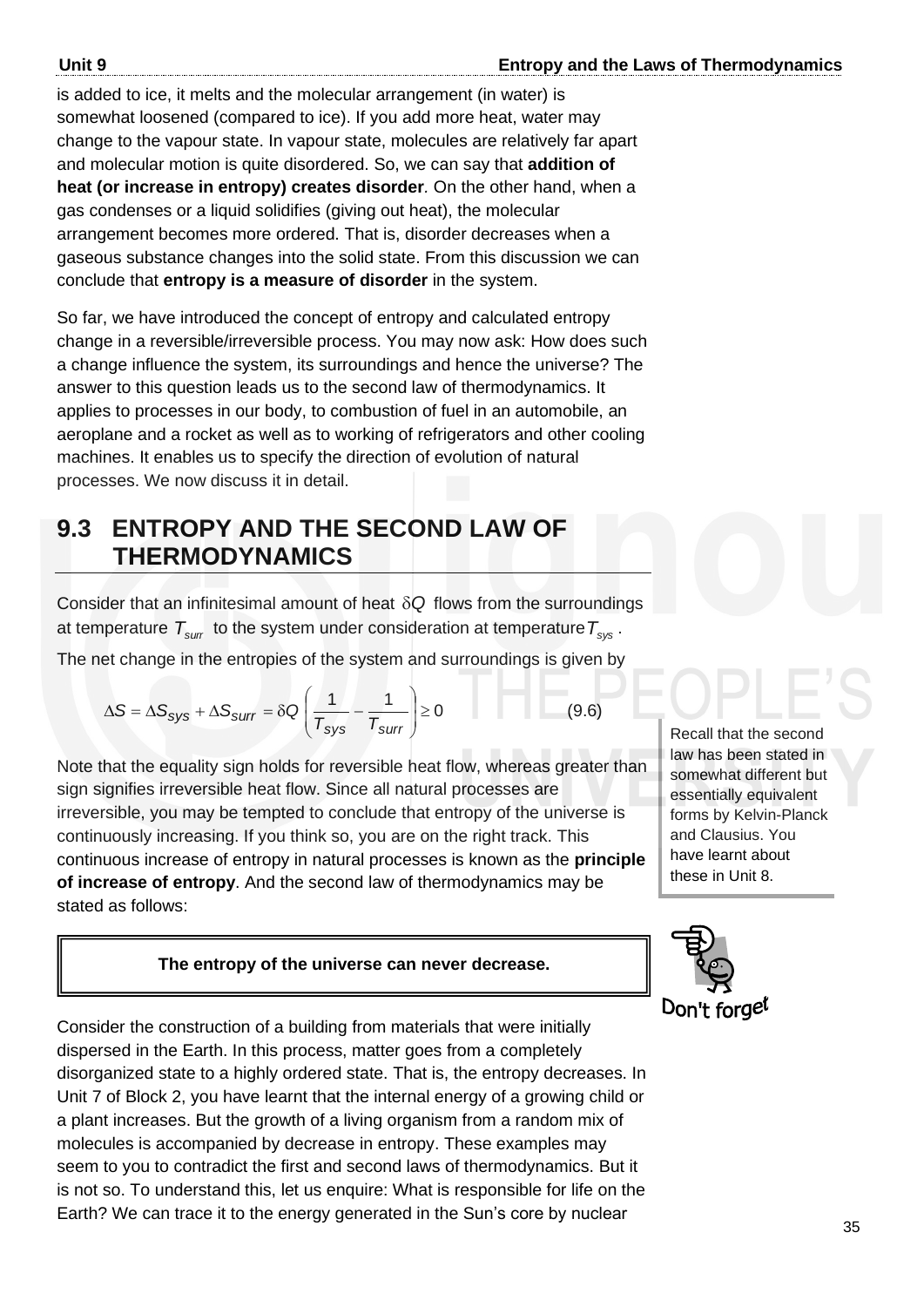is added to ice, it melts and the molecular arrangement (in water) is somewhat loosened (compared to ice). If you add more heat, water may change to the vapour state. In vapour state, molecules are relatively far apart and molecular motion is quite disordered. So, we can say that **addition of heat (or increase in entropy) creates disorder**. On the other hand, when a gas condenses or a liquid solidifies (giving out heat), the molecular arrangement becomes more ordered. That is, disorder decreases when a gaseous substance changes into the solid state. From this discussion we can conclude that **entropy is a measure of disorder** in the system.

So far, we have introduced the concept of entropy and calculated entropy change in a reversible/irreversible process. You may now ask: How does such a change influence the system, its surroundings and hence the universe? The answer to this question leads us to the second law of thermodynamics. It applies to processes in our body, to combustion of fuel in an automobile, an aeroplane and a rocket as well as to working of refrigerators and other cooling machines. It enables us to specify the direction of evolution of natural processes. We now discuss it in detail.

## 9.3 ENTROPY AND THE SECOND LAW OF THERMODYNAMICS

Consider that an infinitesimal amount of heat $\delta Q$ flows from the surroundings at temperature $T_{surr}$ to the system under consideration at temperature $T_{sys}$. The net change in the entropies of the system and surroundings is given by

$$\Delta S = \Delta S_{sys} + \Delta S_{surr} = \delta Q \left( \frac{1}{T_{sys}} - \frac{1}{T_{surr}} \right) \geq 0 \qquad (9.6)$$

Recall that the second law has been stated in somewhat different but essentially equivalent forms by Kelvin-Planck and Clausius. You have learnt about these in Unit 8.

Note that the equality sign holds for reversible heat flow, whereas greater than sign signifies irreversible heat flow. Since all natural processes are irreversible, you may be tempted to conclude that entropy of the universe is continuously increasing. If you think so, you are on the right track. This continuous increase of entropy in natural processes is known as the **principle of increase of entropy**. And the second law of thermodynamics may be stated as follows:

**The entropy of the universe can never decrease.**

Don't forget

Consider the construction of a building from materials that were initially dispersed in the Earth. In this process, matter goes from a completely disorganized state to a highly ordered state. That is, the entropy decreases. In Unit 7 of Block 2, you have learnt that the internal energy of a growing child or a plant increases. But the growth of a living organism from a random mix of molecules is accompanied by decrease in entropy. These examples may seem to you to contradict the first and second laws of thermodynamics. But it is not so. To understand this, let us enquire: What is responsible for life on the Earth? We can trace it to the energy generated in the Sun's core by nuclear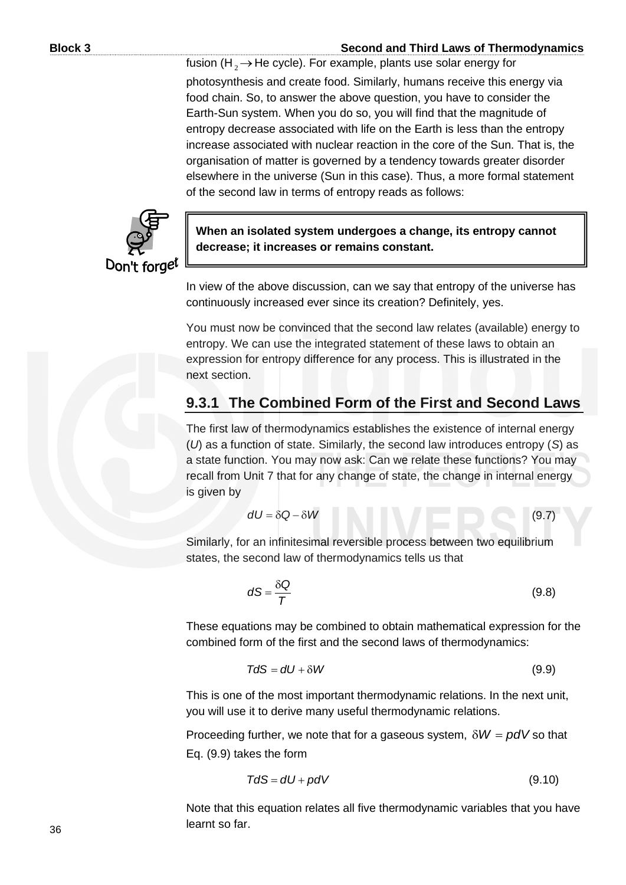fusion ($H_2 \rightarrow$ He cycle). For example, plants use solar energy for photosynthesis and create food. Similarly, humans receive this energy via food chain. So, to answer the above question, you have to consider the Earth-Sun system. When you do so, you will find that the magnitude of entropy decrease associated with life on the Earth is less than the entropy increase associated with nuclear reaction in the core of the Sun. That is, the organisation of matter is governed by a tendency towards greater disorder elsewhere in the universe (Sun in this case). Thus, a more formal statement of the second law in terms of entropy reads as follows:

Don't forget

**When an isolated system undergoes a change, its entropy cannot decrease; it increases or remains constant.**

In view of the above discussion, can we say that entropy of the universe has continuously increased ever since its creation? Definitely, yes.

You must now be convinced that the second law relates (available) energy to entropy. We can use the integrated statement of these laws to obtain an expression for entropy difference for any process. This is illustrated in the next section.

## 9.3.1 The Combined Form of the First and Second Laws

The first law of thermodynamics establishes the existence of internal energy ($U$) as a function of state. Similarly, the second law introduces entropy ($S$) as a state function. You may now ask: Can we relate these functions? You may recall from Unit 7 that for any change of state, the change in internal energy is given by

$$dU = \delta Q - \delta W \tag{9.7}$$

Similarly, for an infinitesimal reversible process between two equilibrium states, the second law of thermodynamics tells us that

$$dS = \frac{\delta Q}{T} \tag{9.8}$$

These equations may be combined to obtain mathematical expression for the combined form of the first and the second laws of thermodynamics:

$$TdS = dU + \delta W \tag{9.9}$$

This is one of the most important thermodynamic relations. In the next unit, you will use it to derive many useful thermodynamic relations.

Proceeding further, we note that for a gaseous system, $\delta W = pdV$ so that Eq. (9.9) takes the form

$$TdS = dU + pdV \tag{9.10}$$

Note that this equation relates all five thermodynamic variables that you have learnt so far.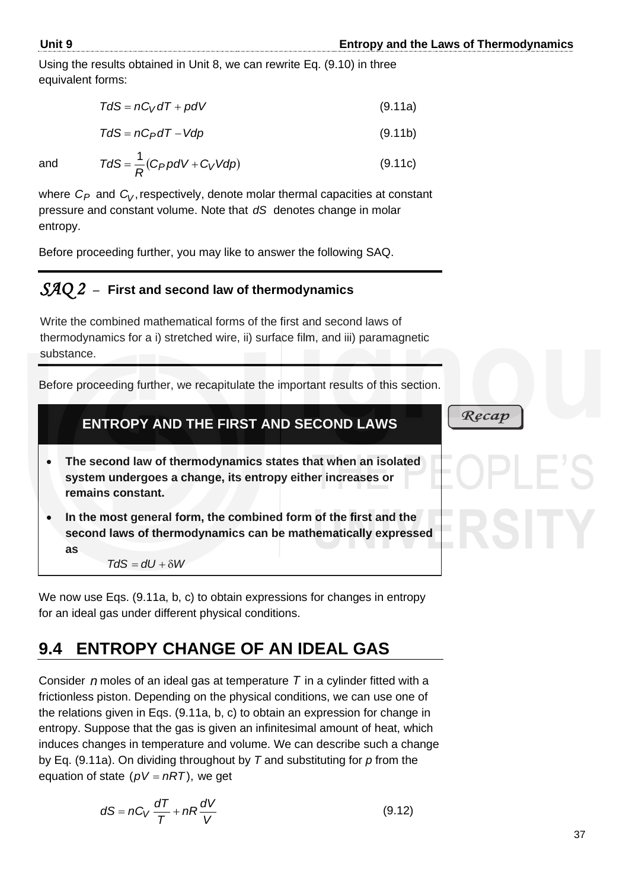Using the results obtained in Unit 8, we can rewrite Eq. (9.10) in three equivalent forms:

$$TdS = nC_V dT + pdV \tag{9.11a}$$

$$TdS = nC_P dT - Vdp \tag{9.11b}$$

and

$$TdS = \frac{1}{R}(C_P pdV + C_V Vdp) \tag{9.11c}$$

where $C_P$ and $C_V$, respectively, denote molar thermal capacities at constant pressure and constant volume. Note that $dS$ denotes change in molar entropy.

Before proceeding further, you may like to answer the following SAQ.

---

***SAQ 2*** – **First and second law of thermodynamics**

Write the combined mathematical forms of the first and second laws of thermodynamics for a i) stretched wire, ii) surface film, and iii) paramagnetic substance.

---

Before proceeding further, we recapitulate the important results of this section.

**Recap**

### ENTROPY AND THE FIRST AND SECOND LAWS

- **The second law of thermodynamics states that when an isolated system undergoes a change, its entropy either increases or remains constant.**
- **In the most general form, the combined form of the first and the second laws of thermodynamics can be mathematically expressed as**

  $$TdS = dU + \delta W$$

We now use Eqs. (9.11a, b, c) to obtain expressions for changes in entropy for an ideal gas under different physical conditions.

## 9.4 ENTROPY CHANGE OF AN IDEAL GAS

Consider $n$ moles of an ideal gas at temperature $T$ in a cylinder fitted with a frictionless piston. Depending on the physical conditions, we can use one of the relations given in Eqs. (9.11a, b, c) to obtain an expression for change in entropy. Suppose that the gas is given an infinitesimal amount of heat, which induces changes in temperature and volume. We can describe such a change by Eq. (9.11a). On dividing throughout by $T$ and substituting for $p$ from the equation of state $(pV = nRT)$, we get

$$dS = nC_V \frac{dT}{T} + nR\frac{dV}{V} \tag{9.12}$$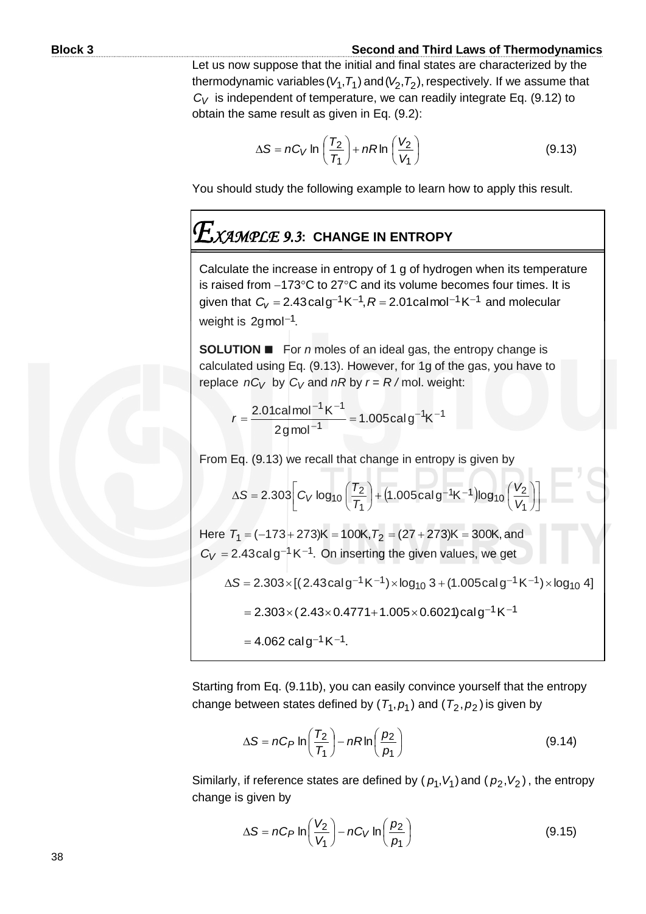Let us now suppose that the initial and final states are characterized by the thermodynamic variables $(V_1, T_1)$ and $(V_2, T_2)$, respectively. If we assume that $C_V$ is independent of temperature, we can readily integrate Eq. (9.12) to obtain the same result as given in Eq. (9.2):

$$\Delta S = nC_V \ln\left(\frac{T_2}{T_1}\right) + nR \ln\left(\frac{V_2}{V_1}\right) \tag{9.13}$$

You should study the following example to learn how to apply this result.

## *EXAMPLE 9.3*: CHANGE IN ENTROPY

Calculate the increase in entropy of 1 g of hydrogen when its temperature is raised from $-173°C$ to $27°C$ and its volume becomes four times. It is given that $C_V = 2.43 \text{cal g}^{-1}\text{K}^{-1}, R = 2.01 \text{cal mol}^{-1}\text{K}^{-1}$ and molecular weight is $2 \text{g mol}^{-1}$.

**SOLUTION ■** For *n* moles of an ideal gas, the entropy change is calculated using Eq. (9.13). However, for 1g of the gas, you have to replace $nC_V$ by $C_V$ and $nR$ by $r = R$ / mol. weight:

$$r = \frac{2.01 \text{cal mol}^{-1}\text{K}^{-1}}{2 \text{g mol}^{-1}} = 1.005 \text{cal g}^{-1}\text{K}^{-1}$$

From Eq. (9.13) we recall that change in entropy is given by

$$\Delta S = 2.303\left[C_V \log_{10}\left(\frac{T_2}{T_1}\right) + \left(1.005 \text{cal g}^{-1}\text{K}^{-1}\right)\log_{10}\left(\frac{V_2}{V_1}\right)\right]$$

Here $T_1 = (-173 + 273)\text{K} = 100\text{K}, T_2 = (27 + 273)\text{K} = 300\text{K}$, and $C_V = 2.43 \text{cal g}^{-1}\text{K}^{-1}$. On inserting the given values, we get

$$\Delta S = 2.303 \times [(2.43 \text{cal g}^{-1}\text{K}^{-1}) \times \log_{10} 3 + (1.005 \text{cal g}^{-1}\text{K}^{-1}) \times \log_{10} 4]$$

$$= 2.303 \times (2.43 \times 0.4771 + 1.005 \times 0.6021) \text{cal g}^{-1}\text{K}^{-1}$$

$$= 4.062 \text{ cal g}^{-1}\text{K}^{-1}.$$

Starting from Eq. (9.11b), you can easily convince yourself that the entropy change between states defined by $(T_1, p_1)$ and $(T_2, p_2)$ is given by

$$\Delta S = nC_P \ln\left(\frac{T_2}{T_1}\right) - nR \ln\left(\frac{p_2}{p_1}\right) \tag{9.14}$$

Similarly, if reference states are defined by $(p_1, V_1)$ and $(p_2, V_2)$, the entropy change is given by

$$\Delta S = nC_P \ln\left(\frac{V_2}{V_1}\right) - nC_V \ln\left(\frac{p_2}{p_1}\right) \tag{9.15}$$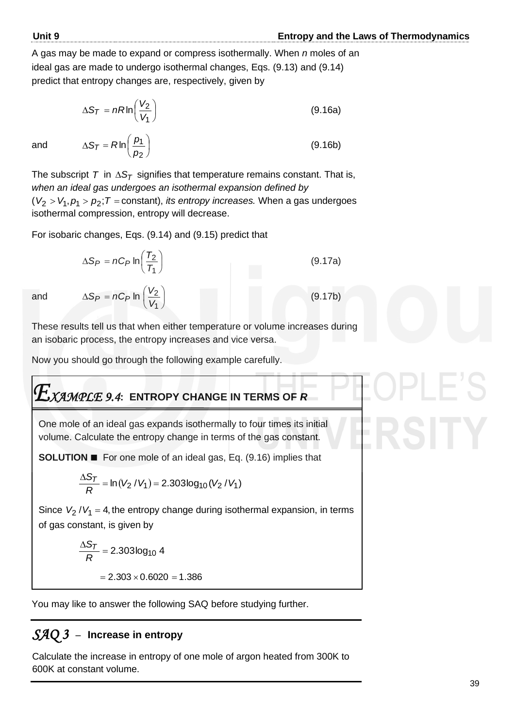A gas may be made to expand or compress isothermally. When *n* moles of an ideal gas are made to undergo isothermal changes, Eqs. (9.13) and (9.14) predict that entropy changes are, respectively, given by

$$\Delta S_T = nR\ln\left(\frac{V_2}{V_1}\right) \tag{9.16a}$$

and

$$\Delta S_T = R\ln\left(\frac{p_1}{p_2}\right) \tag{9.16b}$$

The subscript $T$ in $\Delta S_T$ signifies that temperature remains constant. That is, *when an ideal gas undergoes an isothermal expansion defined by* ($V_2 > V_1, p_1 > p_2; T =$ constant), *its entropy increases.* When a gas undergoes isothermal compression, entropy will decrease.

For isobaric changes, Eqs. (9.14) and (9.15) predict that

$$\Delta S_P = nC_P \ln\left(\frac{T_2}{T_1}\right) \tag{9.17a}$$

and

$$\Delta S_P = nC_P \ln\left(\frac{V_2}{V_1}\right) \tag{9.17b}$$

These results tell us that when either temperature or volume increases during an isobaric process, the entropy increases and vice versa.

Now you should go through the following example carefully.

## *EXAMPLE 9.4*: ENTROPY CHANGE IN TERMS OF *R*

One mole of an ideal gas expands isothermally to four times its initial volume. Calculate the entropy change in terms of the gas constant.

**SOLUTION** ■ For one mole of an ideal gas, Eq. (9.16) implies that

$$\frac{\Delta S_T}{R} = \ln(V_2/V_1) = 2.303\log_{10}(V_2/V_1)$$

Since $V_2/V_1 = 4$, the entropy change during isothermal expansion, in terms of gas constant, is given by

$$\frac{\Delta S_T}{R} = 2.303\log_{10} 4$$

$$= 2.303 \times 0.6020 = 1.386$$

You may like to answer the following SAQ before studying further.

## *SAQ 3* – Increase in entropy

Calculate the increase in entropy of one mole of argon heated from 300K to 600K at constant volume.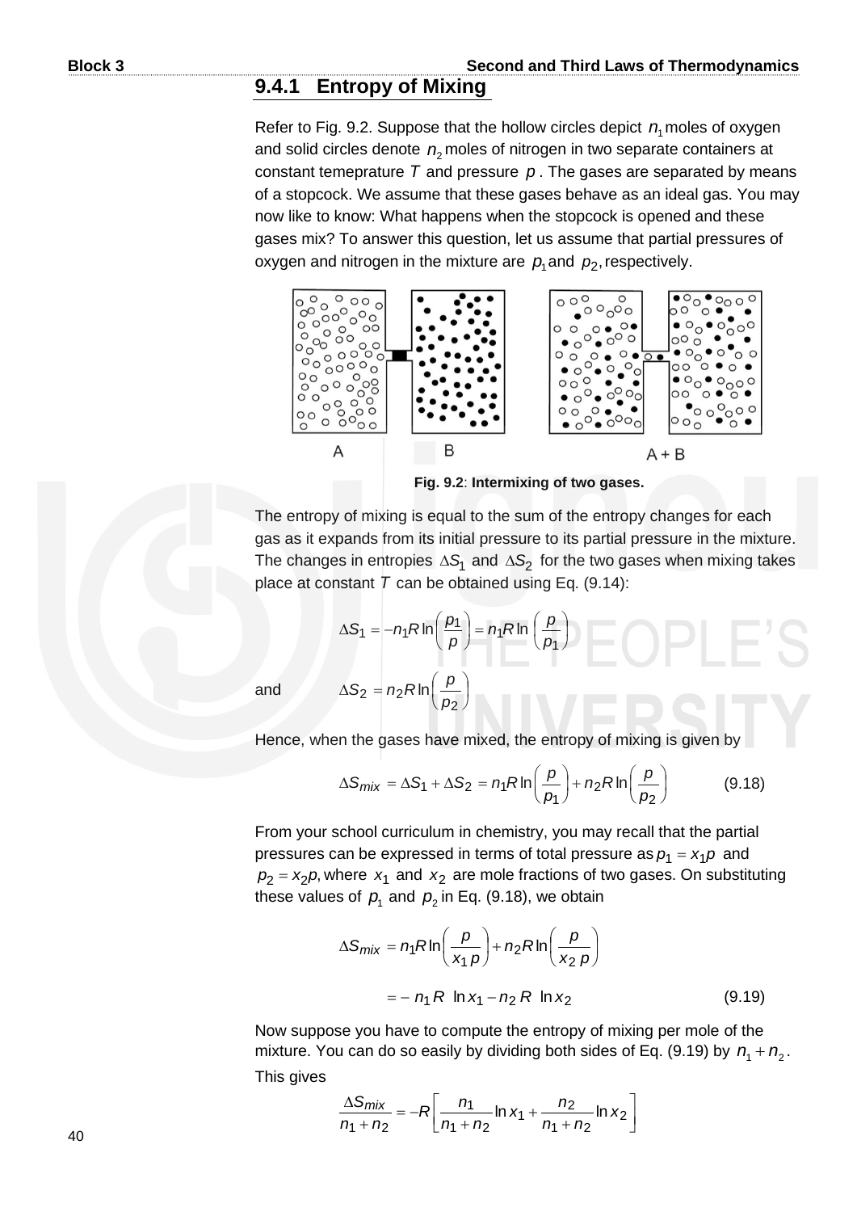### 9.4.1 Entropy of Mixing

Refer to Fig. 9.2. Suppose that the hollow circles depict $n_1$ moles of oxygen and solid circles denote $n_2$ moles of nitrogen in two separate containers at constant temeprature $T$ and pressure $p$. The gases are separated by means of a stopcock. We assume that these gases behave as an ideal gas. You may now like to know: What happens when the stopcock is opened and these gases mix? To answer this question, let us assume that partial pressures of oxygen and nitrogen in the mixture are $p_1$ and $p_2$, respectively.

A

B

A + B

**Fig. 9.2**: **Intermixing of two gases.**

The entropy of mixing is equal to the sum of the entropy changes for each gas as it expands from its initial pressure to its partial pressure in the mixture. The changes in entropies $\Delta S_1$ and $\Delta S_2$ for the two gases when mixing takes place at constant $T$ can be obtained using Eq. (9.14):

$$\Delta S_1 = -n_1 R \ln\left(\frac{p_1}{p}\right) = n_1 R \ln\left(\frac{p}{p_1}\right)$$

and
$$\Delta S_2 = n_2 R \ln\left(\frac{p}{p_2}\right)$$

Hence, when the gases have mixed, the entropy of mixing is given by

$$\Delta S_{mix} = \Delta S_1 + \Delta S_2 = n_1 R \ln\left(\frac{p}{p_1}\right) + n_2 R \ln\left(\frac{p}{p_2}\right) \qquad (9.18)$$

From your school curriculum in chemistry, you may recall that the partial pressures can be expressed in terms of total pressure as $p_1 = x_1 p$ and $p_2 = x_2 p$, where $x_1$ and $x_2$ are mole fractions of two gases. On substituting these values of $p_1$ and $p_2$ in Eq. (9.18), we obtain

$$\Delta S_{mix} = n_1 R \ln\left(\frac{p}{x_1 p}\right) + n_2 R \ln\left(\frac{p}{x_2 p}\right)$$

$$= -\, n_1 R \;\ln x_1 - n_2 R \;\ln x_2 \qquad (9.19)$$

Now suppose you have to compute the entropy of mixing per mole of the mixture. You can do so easily by dividing both sides of Eq. (9.19) by $n_1 + n_2$. This gives

$$\frac{\Delta S_{mix}}{n_1 + n_2} = -R\left[\frac{n_1}{n_1 + n_2}\ln x_1 + \frac{n_2}{n_1 + n_2}\ln x_2\right]$$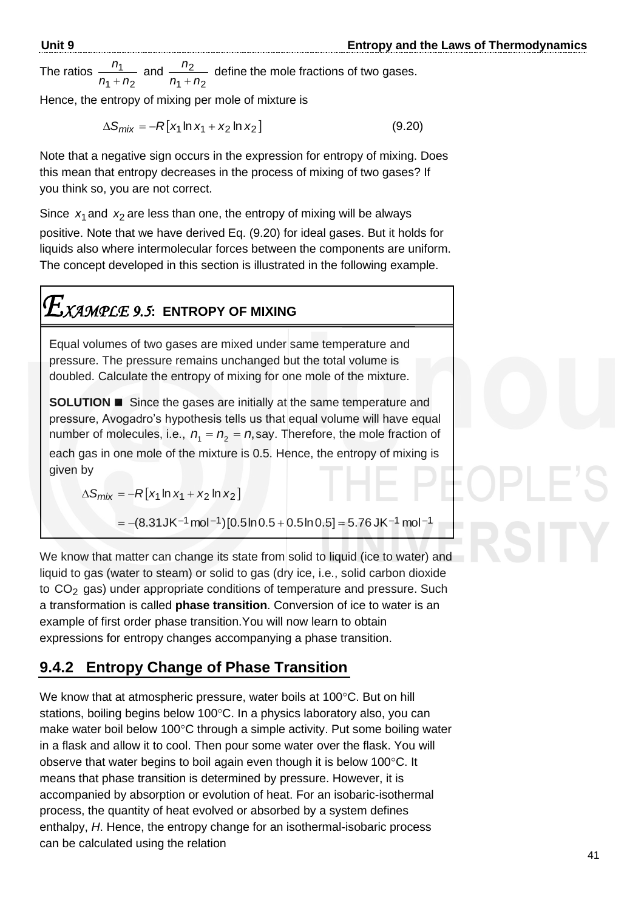The ratios $\frac{n_1}{n_1 + n_2}$ and $\frac{n_2}{n_1 + n_2}$ define the mole fractions of two gases.

Hence, the entropy of mixing per mole of mixture is

$$\Delta S_{mix} = -R\left[x_1 \ln x_1 + x_2 \ln x_2\right] \tag{9.20}$$

Note that a negative sign occurs in the expression for entropy of mixing. Does this mean that entropy decreases in the process of mixing of two gases? If you think so, you are not correct.

Since $x_1$ and $x_2$ are less than one, the entropy of mixing will be always positive. Note that we have derived Eq. (9.20) for ideal gases. But it holds for liquids also where intermolecular forces between the components are uniform. The concept developed in this section is illustrated in the following example.

## *EXAMPLE 9.5*: ENTROPY OF MIXING

Equal volumes of two gases are mixed under same temperature and pressure. The pressure remains unchanged but the total volume is doubled. Calculate the entropy of mixing for one mole of the mixture.

**SOLUTION** ■ Since the gases are initially at the same temperature and pressure, Avogadro's hypothesis tells us that equal volume will have equal number of molecules, i.e., $n_1 = n_2 = n$, say. Therefore, the mole fraction of each gas in one mole of the mixture is 0.5. Hence, the entropy of mixing is given by

$$\Delta S_{mix} = -R\left[x_1 \ln x_1 + x_2 \ln x_2\right]$$

$$= -(8.31\,\text{JK}^{-1}\text{mol}^{-1})[0.5\ln 0.5 + 0.5\ln 0.5] = 5.76\,\text{JK}^{-1}\,\text{mol}^{-1}$$

We know that matter can change its state from solid to liquid (ice to water) and liquid to gas (water to steam) or solid to gas (dry ice, i.e., solid carbon dioxide to $CO_2$ gas) under appropriate conditions of temperature and pressure. Such a transformation is called **phase transition**. Conversion of ice to water is an example of first order phase transition.You will now learn to obtain expressions for entropy changes accompanying a phase transition.

## 9.4.2 Entropy Change of Phase Transition

We know that at atmospheric pressure, water boils at 100°C. But on hill stations, boiling begins below 100°C. In a physics laboratory also, you can make water boil below 100°C through a simple activity. Put some boiling water in a flask and allow it to cool. Then pour some water over the flask. You will observe that water begins to boil again even though it is below 100°C. It means that phase transition is determined by pressure. However, it is accompanied by absorption or evolution of heat. For an isobaric-isothermal process, the quantity of heat evolved or absorbed by a system defines enthalpy, *H*. Hence, the entropy change for an isothermal-isobaric process can be calculated using the relation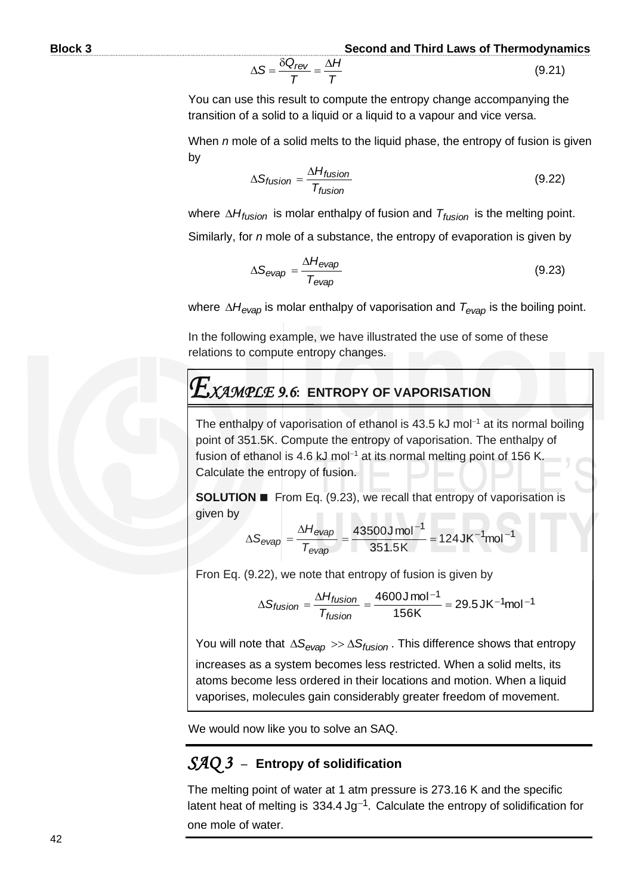$$\Delta S = \frac{\delta Q_{rev}}{T} = \frac{\Delta H}{T} \tag{9.21}$$

You can use this result to compute the entropy change accompanying the transition of a solid to a liquid or a liquid to a vapour and vice versa.

When *n* mole of a solid melts to the liquid phase, the entropy of fusion is given by

$$\Delta S_{fusion} = \frac{\Delta H_{fusion}}{T_{fusion}} \tag{9.22}$$

where $\Delta H_{fusion}$ is molar enthalpy of fusion and $T_{fusion}$ is the melting point.

Similarly, for *n* mole of a substance, the entropy of evaporation is given by

$$\Delta S_{evap} = \frac{\Delta H_{evap}}{T_{evap}} \tag{9.23}$$

where $\Delta H_{evap}$ is molar enthalpy of vaporisation and $T_{evap}$ is the boiling point.

In the following example, we have illustrated the use of some of these relations to compute entropy changes.

## *EXAMPLE 9.6*: ENTROPY OF VAPORISATION

The enthalpy of vaporisation of ethanol is 43.5 kJ mol$^{-1}$ at its normal boiling point of 351.5K. Compute the entropy of vaporisation. The enthalpy of fusion of ethanol is 4.6 kJ mol$^{-1}$ at its normal melting point of 156 K. Calculate the entropy of fusion.

**SOLUTION ■** From Eq. (9.23), we recall that entropy of vaporisation is given by

$$\Delta S_{evap} = \frac{\Delta H_{evap}}{T_{evap}} = \frac{43500\,\text{J mol}^{-1}}{351.5\text{K}} = 124\,\text{JK}^{-1}\text{mol}^{-1}$$

Fron Eq. (9.22), we note that entropy of fusion is given by

$$\Delta S_{fusion} = \frac{\Delta H_{fusion}}{T_{fusion}} = \frac{4600\,\text{J mol}^{-1}}{156\text{K}} = 29.5\,\text{JK}^{-1}\text{mol}^{-1}$$

You will note that $\Delta S_{evap} >> \Delta S_{fusion}$. This difference shows that entropy increases as a system becomes less restricted. When a solid melts, its atoms become less ordered in their locations and motion. When a liquid vaporises, molecules gain considerably greater freedom of movement.

We would now like you to solve an SAQ.

## *SAQ 3* – Entropy of solidification

The melting point of water at 1 atm pressure is 273.16 K and the specific latent heat of melting is $334.4\,\text{Jg}^{-1}$. Calculate the entropy of solidification for one mole of water.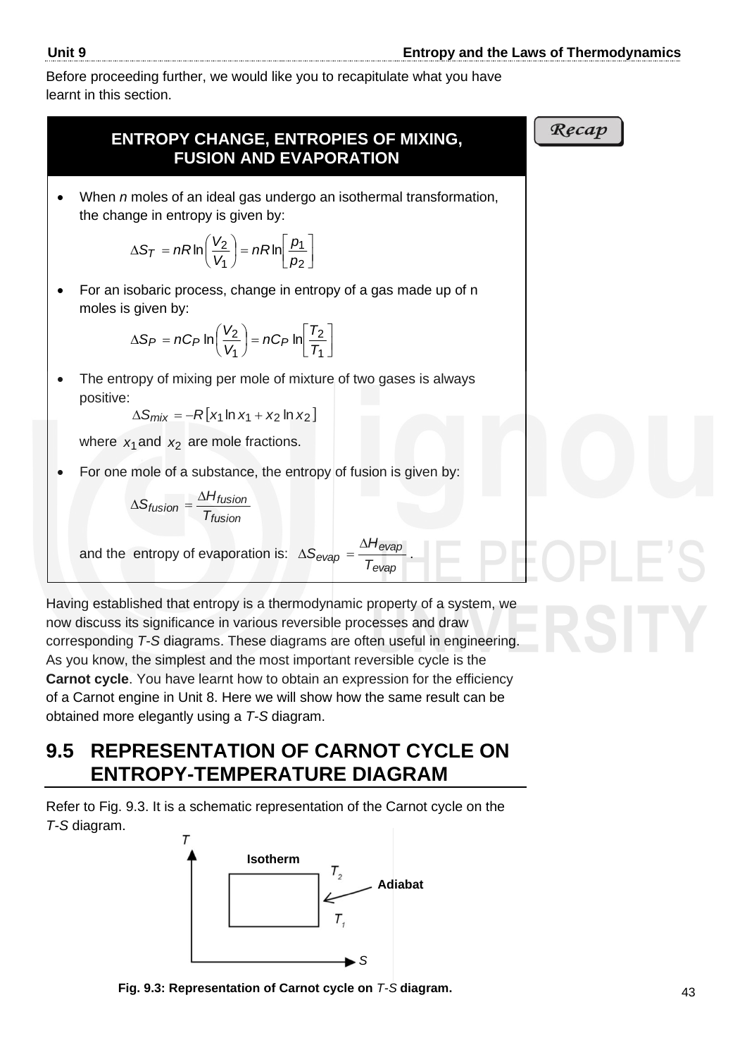Before proceeding further, we would like you to recapitulate what you have learnt in this section.

**Recap**

### ENTROPY CHANGE, ENTROPIES OF MIXING, FUSION AND EVAPORATION

- When *n* moles of an ideal gas undergo an isothermal transformation, the change in entropy is given by:

$$\Delta S_T = nR\ln\left(\frac{V_2}{V_1}\right) = nR\ln\left[\frac{p_1}{p_2}\right]$$

- For an isobaric process, change in entropy of a gas made up of n moles is given by:

$$\Delta S_P = nC_P\ln\left(\frac{V_2}{V_1}\right) = nC_P\ln\left[\frac{T_2}{T_1}\right]$$

- The entropy of mixing per mole of mixture of two gases is always positive:

$$\Delta S_{mix} = -R\left[x_1\ln x_1 + x_2\ln x_2\right]$$

  where $x_1$ and $x_2$ are mole fractions.

- For one mole of a substance, the entropy of fusion is given by:

$$\Delta S_{fusion} = \frac{\Delta H_{fusion}}{T_{fusion}}$$

  and the entropy of evaporation is: $\Delta S_{evap} = \dfrac{\Delta H_{evap}}{T_{evap}}$.

Having established that entropy is a thermodynamic property of a system, we now discuss its significance in various reversible processes and draw corresponding *T-S* diagrams. These diagrams are often useful in engineering. As you know, the simplest and the most important reversible cycle is the **Carnot cycle**. You have learnt how to obtain an expression for the efficiency of a Carnot engine in Unit 8. Here we will show how the same result can be obtained more elegantly using a *T-S* diagram.

## 9.5 REPRESENTATION OF CARNOT CYCLE ON ENTROPY-TEMPERATURE DIAGRAM

Refer to Fig. 9.3. It is a schematic representation of the Carnot cycle on the *T-S* diagram.

T

Isotherm

$T_2$

Adiabat

$T_1$

S

**Fig. 9.3: Representation of Carnot cycle on *T-S* diagram.**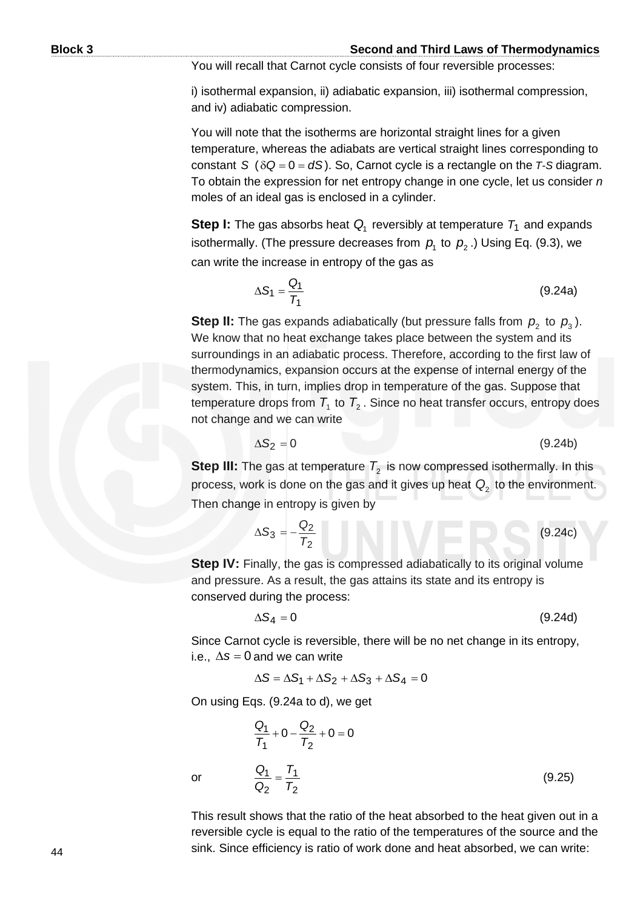You will recall that Carnot cycle consists of four reversible processes:

i) isothermal expansion, ii) adiabatic expansion, iii) isothermal compression, and iv) adiabatic compression.

You will note that the isotherms are horizontal straight lines for a given temperature, whereas the adiabats are vertical straight lines corresponding to constant $S$ ($\delta Q = 0 = dS$). So, Carnot cycle is a rectangle on the *T-S* diagram. To obtain the expression for net entropy change in one cycle, let us consider *n* moles of an ideal gas is enclosed in a cylinder.

**Step I:** The gas absorbs heat $Q_1$ reversibly at temperature $T_1$ and expands isothermally. (The pressure decreases from $p_1$ to $p_2$.) Using Eq. (9.3), we can write the increase in entropy of the gas as

$$\Delta S_1 = \frac{Q_1}{T_1} \tag{9.24a}$$

**Step II:** The gas expands adiabatically (but pressure falls from $p_2$ to $p_3$). We know that no heat exchange takes place between the system and its surroundings in an adiabatic process. Therefore, according to the first law of thermodynamics, expansion occurs at the expense of internal energy of the system. This, in turn, implies drop in temperature of the gas. Suppose that temperature drops from $T_1$ to $T_2$. Since no heat transfer occurs, entropy does not change and we can write

$$\Delta S_2 = 0 \tag{9.24b}$$

**Step III:** The gas at temperature $T_2$ is now compressed isothermally. In this process, work is done on the gas and it gives up heat $Q_2$ to the environment. Then change in entropy is given by

$$\Delta S_3 = -\frac{Q_2}{T_2} \tag{9.24c}$$

**Step IV:** Finally, the gas is compressed adiabatically to its original volume and pressure. As a result, the gas attains its state and its entropy is conserved during the process:

$$\Delta S_4 = 0 \tag{9.24d}$$

Since Carnot cycle is reversible, there will be no net change in its entropy, i.e., $\Delta s = 0$ and we can write

$$\Delta S = \Delta S_1 + \Delta S_2 + \Delta S_3 + \Delta S_4 = 0$$

On using Eqs. (9.24a to d), we get

$$\frac{Q_1}{T_1} + 0 - \frac{Q_2}{T_2} + 0 = 0$$

or

$$\frac{Q_1}{Q_2} = \frac{T_1}{T_2} \tag{9.25}$$

This result shows that the ratio of the heat absorbed to the heat given out in a reversible cycle is equal to the ratio of the temperatures of the source and the sink. Since efficiency is ratio of work done and heat absorbed, we can write: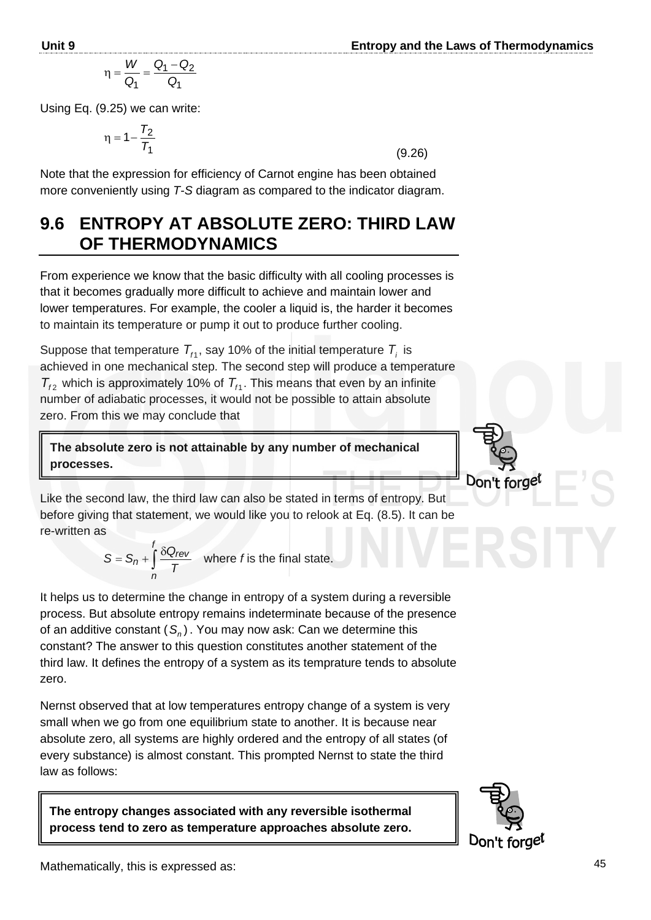$$\eta = \frac{W}{Q_1} = \frac{Q_1 - Q_2}{Q_1}$$

Using Eq. (9.25) we can write:

$$\eta = 1 - \frac{T_2}{T_1} \tag{9.26}$$

Note that the expression for efficiency of Carnot engine has been obtained more conveniently using *T-S* diagram as compared to the indicator diagram.

## 9.6 ENTROPY AT ABSOLUTE ZERO: THIRD LAW OF THERMODYNAMICS

From experience we know that the basic difficulty with all cooling processes is that it becomes gradually more difficult to achieve and maintain lower and lower temperatures. For example, the cooler a liquid is, the harder it becomes to maintain its temperature or pump it out to produce further cooling.

Suppose that temperature $T_{f1}$, say 10% of the initial temperature $T_i$ is achieved in one mechanical step. The second step will produce a temperature $T_{f2}$ which is approximately 10% of $T_{f1}$. This means that even by an infinite number of adiabatic processes, it would not be possible to attain absolute zero. From this we may conclude that

> **The absolute zero is not attainable by any number of mechanical processes.**

Don't forget

Like the second law, the third law can also be stated in terms of entropy. But before giving that statement, we would like you to relook at Eq. (8.5). It can be re-written as

$$S = S_n + \int_n^f \frac{\delta Q_{rev}}{T} \quad \text{where } f \text{ is the final state.}$$

It helps us to determine the change in entropy of a system during a reversible process. But absolute entropy remains indeterminate because of the presence of an additive constant $(S_n)$. You may now ask: Can we determine this constant? The answer to this question constitutes another statement of the third law. It defines the entropy of a system as its temprature tends to absolute zero.

Nernst observed that at low temperatures entropy change of a system is very small when we go from one equilibrium state to another. It is because near absolute zero, all systems are highly ordered and the entropy of all states (of every substance) is almost constant. This prompted Nernst to state the third law as follows:

> **The entropy changes associated with any reversible isothermal process tend to zero as temperature approaches absolute zero.**

Don't forget

Mathematically, this is expressed as: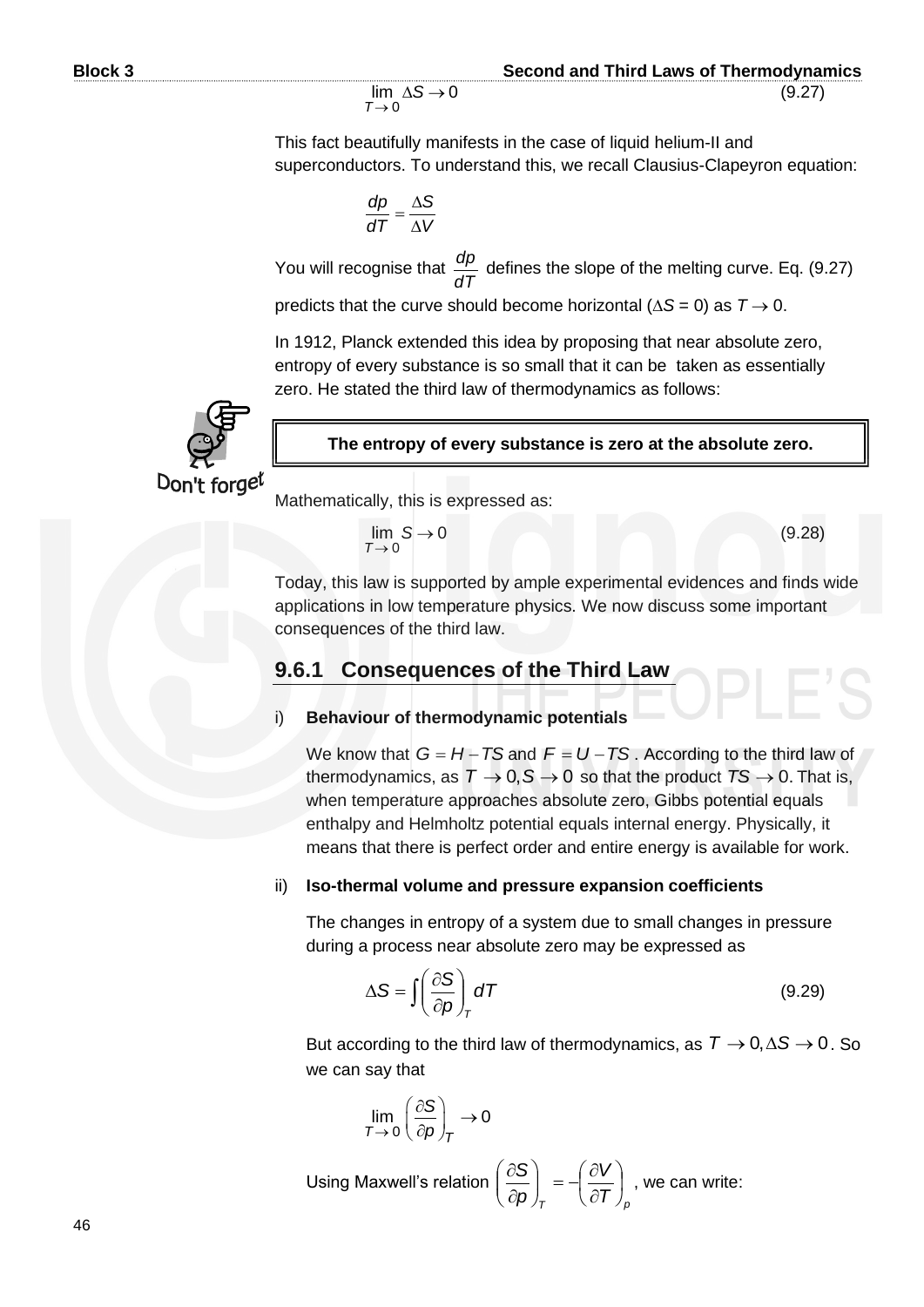$$\lim_{T \to 0} \Delta S \to 0 \qquad (9.27)$$

This fact beautifully manifests in the case of liquid helium-II and superconductors. To understand this, we recall Clausius-Clapeyron equation:

$$\frac{dp}{dT} = \frac{\Delta S}{\Delta V}$$

You will recognise that $\frac{dp}{dT}$ defines the slope of the melting curve. Eq. (9.27) predicts that the curve should become horizontal ($\Delta S = 0$) as $T \to 0$.

In 1912, Planck extended this idea by proposing that near absolute zero, entropy of every substance is so small that it can be taken as essentially zero. He stated the third law of thermodynamics as follows:

Don't forget

**The entropy of every substance is zero at the absolute zero.**

Mathematically, this is expressed as:

$$\lim_{T \to 0} S \to 0 \qquad (9.28)$$

Today, this law is supported by ample experimental evidences and finds wide applications in low temperature physics. We now discuss some important consequences of the third law.

### 9.6.1 Consequences of the Third Law

i) **Behaviour of thermodynamic potentials**

We know that $G = H - TS$ and $F = U - TS$. According to the third law of thermodynamics, as $T \to 0, S \to 0$ so that the product $TS \to 0$. That is, when temperature approaches absolute zero, Gibbs potential equals enthalpy and Helmholtz potential equals internal energy. Physically, it means that there is perfect order and entire energy is available for work.

ii) **Iso-thermal volume and pressure expansion coefficients**

The changes in entropy of a system due to small changes in pressure during a process near absolute zero may be expressed as

$$\Delta S = \int \left(\frac{\partial S}{\partial p}\right)_T dT \qquad (9.29)$$

But according to the third law of thermodynamics, as $T \to 0, \Delta S \to 0$. So we can say that

$$\lim_{T \to 0} \left(\frac{\partial S}{\partial p}\right)_T \to 0$$

Using Maxwell's relation $\left(\frac{\partial S}{\partial p}\right)_T = -\left(\frac{\partial V}{\partial T}\right)_p$, we can write: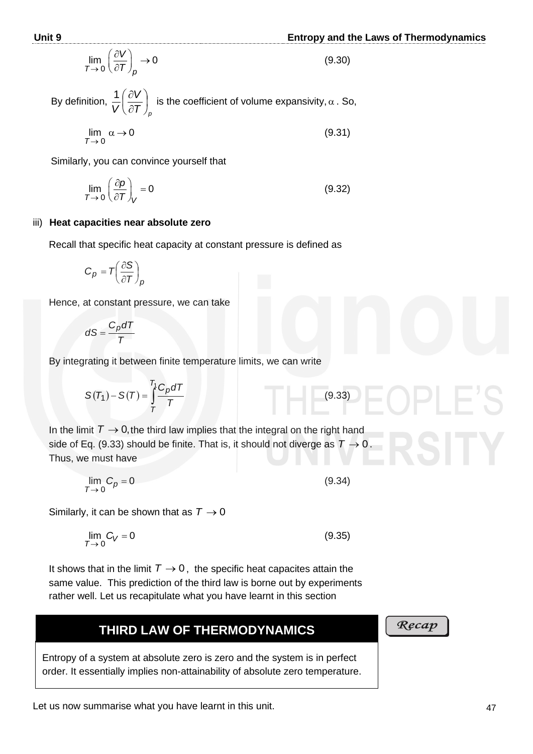$$\lim_{T \to 0} \left(\frac{\partial V}{\partial T}\right)_p \to 0 \tag{9.30}$$

By definition, $\frac{1}{V}\left(\frac{\partial V}{\partial T}\right)_p$ is the coefficient of volume expansivity, $\alpha$. So,

$$\lim_{T \to 0} \alpha \to 0 \tag{9.31}$$

Similarly, you can convince yourself that

$$\lim_{T \to 0} \left(\frac{\partial p}{\partial T}\right)_V = 0 \tag{9.32}$$

iii) **Heat capacities near absolute zero**

Recall that specific heat capacity at constant pressure is defined as

$$C_p = T\left(\frac{\partial S}{\partial T}\right)_p$$

Hence, at constant pressure, we can take

$$dS = \frac{C_p dT}{T}$$

By integrating it between finite temperature limits, we can write

$$S(T_1) - S(T) = \int_T^{T_1} \frac{C_p dT}{T} \tag{9.33}$$

In the limit $T \to 0$, the third law implies that the integral on the right hand side of Eq. (9.33) should be finite. That is, it should not diverge as $T \to 0$. Thus, we must have

$$\lim_{T \to 0} C_p = 0 \tag{9.34}$$

Similarly, it can be shown that as $T \to 0$

$$\lim_{T \to 0} C_V = 0 \tag{9.35}$$

It shows that in the limit $T \to 0$, the specific heat capacites attain the same value. This prediction of the third law is borne out by experiments rather well. Let us recapitulate what you have learnt in this section

**Recap**

**THIRD LAW OF THERMODYNAMICS**

Entropy of a system at absolute zero is zero and the system is in perfect order. It essentially implies non-attainability of absolute zero temperature.

Let us now summarise what you have learnt in this unit.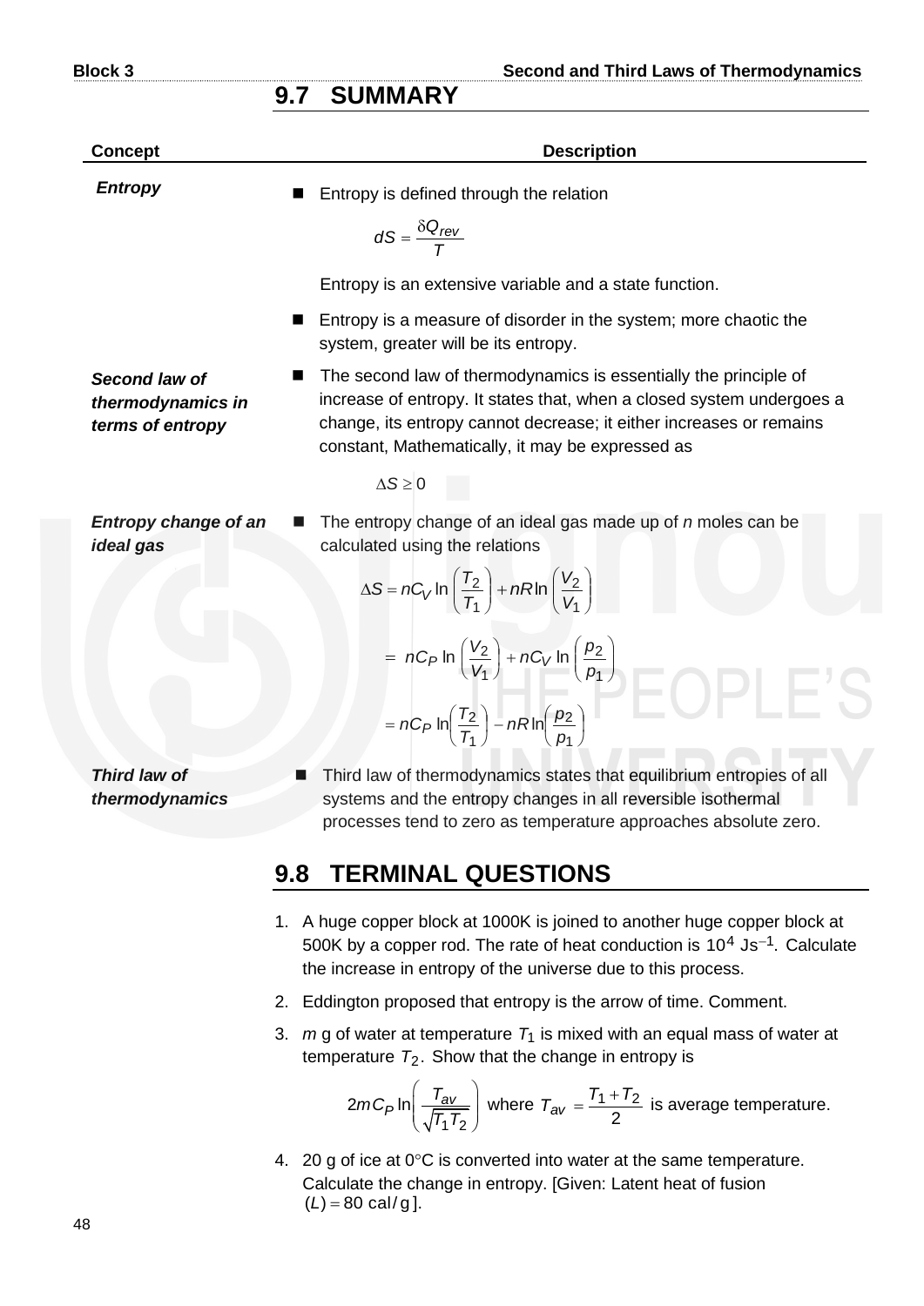## 9.7 SUMMARY

| Concept | Description |
|---|---|
| ***Entropy*** | ■ Entropy is defined through the relation $$dS = \frac{\delta Q_{rev}}{T}$$ Entropy is an extensive variable and a state function. |
| | ■ Entropy is a measure of disorder in the system; more chaotic the system, greater will be its entropy. |
| ***Second law of thermodynamics in terms of entropy*** | ■ The second law of thermodynamics is essentially the principle of increase of entropy. It states that, when a closed system undergoes a change, its entropy cannot decrease; it either increases or remains constant, Mathematically, it may be expressed as $$\Delta S \geq 0$$ |
| ***Entropy change of an ideal gas*** | ■ The entropy change of an ideal gas made up of *n* moles can be calculated using the relations $$\Delta S = nC_V \ln\left(\frac{T_2}{T_1}\right) + nR\ln\left(\frac{V_2}{V_1}\right)$$ $$= nC_P \ln\left(\frac{V_2}{V_1}\right) + nC_V \ln\left(\frac{p_2}{p_1}\right)$$ $$= nC_P \ln\left(\frac{T_2}{T_1}\right) - nR\ln\left(\frac{p_2}{p_1}\right)$$ |
| ***Third law of thermodynamics*** | ■ Third law of thermodynamics states that equilibrium entropies of all systems and the entropy changes in all reversible isothermal processes tend to zero as temperature approaches absolute zero. |

## 9.8 TERMINAL QUESTIONS

1. A huge copper block at 1000K is joined to another huge copper block at 500K by a copper rod. The rate of heat conduction is $10^4$ Js$^{-1}$. Calculate the increase in entropy of the universe due to this process.

2. Eddington proposed that entropy is the arrow of time. Comment.

3. *m* g of water at temperature $T_1$ is mixed with an equal mass of water at temperature $T_2$. Show that the change in entropy is

$$2mC_P \ln\left(\frac{T_{av}}{\sqrt{T_1 T_2}}\right) \text{ where } T_{av} = \frac{T_1 + T_2}{2} \text{ is average temperature.}$$

4. 20 g of ice at 0°C is converted into water at the same temperature. Calculate the change in entropy. [Given: Latent heat of fusion $(L) = 80$ cal/g].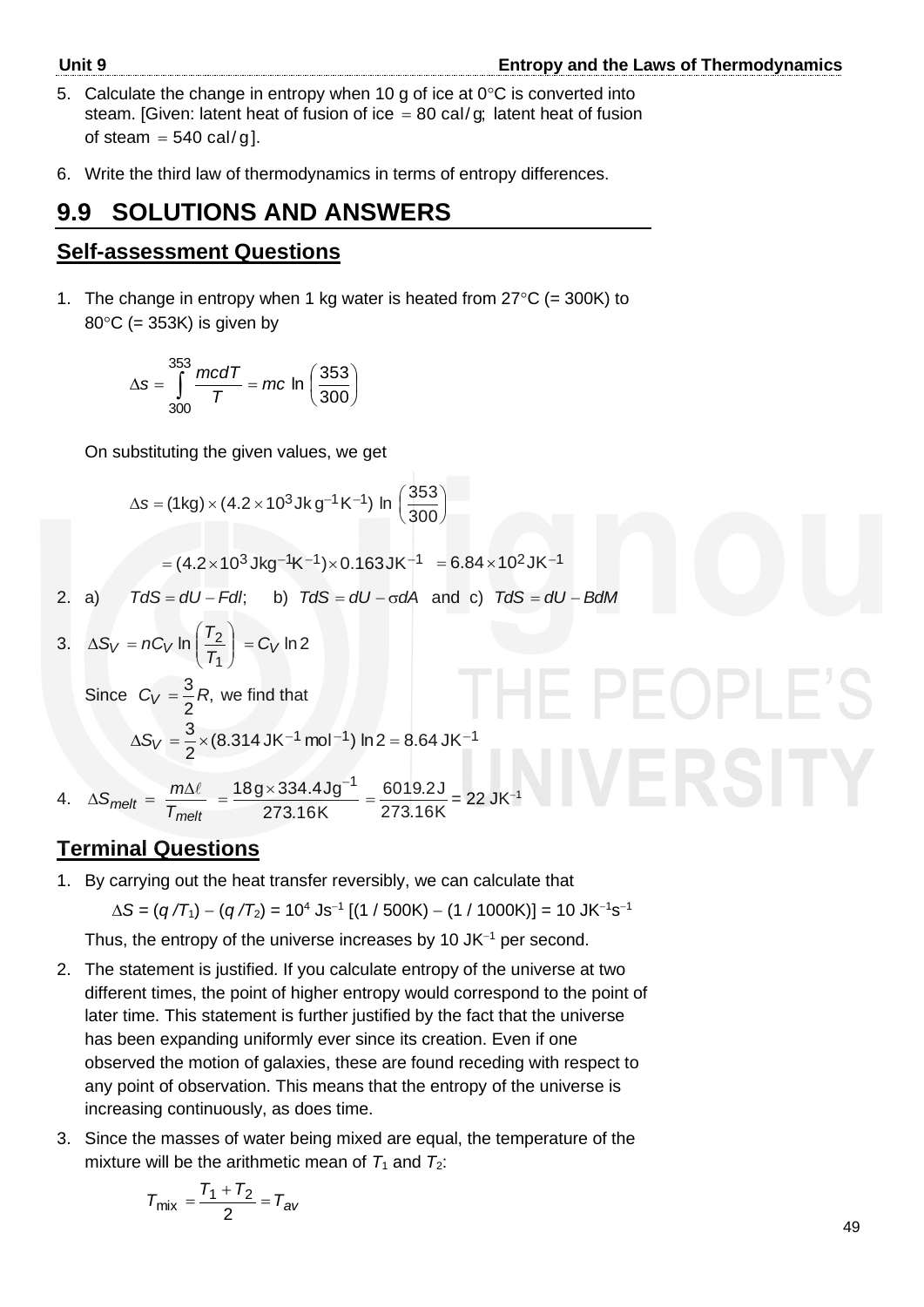5. Calculate the change in entropy when 10 g of ice at 0°C is converted into steam. [Given: latent heat of fusion of ice $= 80\ \text{cal/g}$; latent heat of fusion of steam $= 540\ \text{cal/g}$].

6. Write the third law of thermodynamics in terms of entropy differences.

## 9.9 SOLUTIONS AND ANSWERS

### Self-assessment Questions

1. The change in entropy when 1 kg water is heated from 27°C (= 300K) to 80°C (= 353K) is given by

$$\Delta s = \int_{300}^{353} \frac{mcdT}{T} = mc \ln\left(\frac{353}{300}\right)$$

On substituting the given values, we get

$$\Delta s = (1\text{kg}) \times (4.2 \times 10^3 \text{Jk g}^{-1}\text{K}^{-1}) \ln\left(\frac{353}{300}\right)$$

$$= (4.2 \times 10^3 \text{Jkg}^{-1}\text{K}^{-1}) \times 0.163\,\text{JK}^{-1} = 6.84 \times 10^2\,\text{JK}^{-1}$$

2. a) $TdS = dU - Fdl$; b) $TdS = dU - \sigma dA$ and c) $TdS = dU - BdM$

3. $\Delta S_V = nC_V \ln\left(\frac{T_2}{T_1}\right) = C_V \ln 2$

Since $C_V = \frac{3}{2}R$, we find that

$$\Delta S_V = \frac{3}{2} \times (8.314\,\text{JK}^{-1}\,\text{mol}^{-1}) \ln 2 = 8.64\,\text{JK}^{-1}$$

4. $\Delta S_{melt} = \frac{m\Delta \ell}{T_{melt}} = \frac{18\,\text{g} \times 334.4\,\text{Jg}^{-1}}{273.16\text{K}} = \frac{6019.2\,\text{J}}{273.16\text{K}} = 22\ \text{JK}^{-1}$

### Terminal Questions

1. By carrying out the heat transfer reversibly, we can calculate that

$\Delta S = (q/T_1) - (q/T_2) = 10^4\ \text{Js}^{-1}\ [(1 / 500\text{K}) - (1 / 1000\text{K})] = 10\ \text{JK}^{-1}\text{s}^{-1}$

Thus, the entropy of the universe increases by 10 $\text{JK}^{-1}$ per second.

2. The statement is justified. If you calculate entropy of the universe at two different times, the point of higher entropy would correspond to the point of later time. This statement is further justified by the fact that the universe has been expanding uniformly ever since its creation. Even if one observed the motion of galaxies, these are found receding with respect to any point of observation. This means that the entropy of the universe is increasing continuously, as does time.

3. Since the masses of water being mixed are equal, the temperature of the mixture will be the arithmetic mean of $T_1$ and $T_2$:

$$T_{\text{mix}} = \frac{T_1 + T_2}{2} = T_{av}$$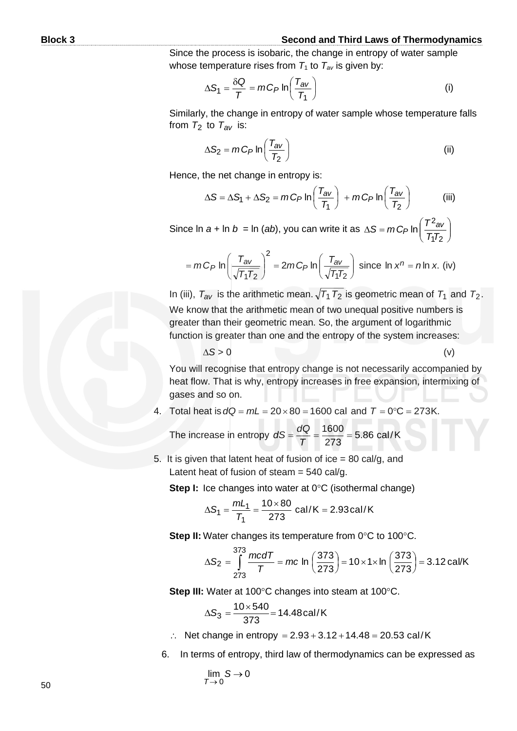Since the process is isobaric, the change in entropy of water sample whose temperature rises from $T_1$ to $T_{av}$ is given by:

$$\Delta S_1 = \frac{\delta Q}{T} = mC_P \ln\left(\frac{T_{av}}{T_1}\right) \qquad \text{(i)}$$

Similarly, the change in entropy of water sample whose temperature falls from $T_2$ to $T_{av}$ is:

$$\Delta S_2 = mC_P \ln\left(\frac{T_{av}}{T_2}\right) \qquad \text{(ii)}$$

Hence, the net change in entropy is:

$$\Delta S = \Delta S_1 + \Delta S_2 = mC_P \ln\left(\frac{T_{av}}{T_1}\right) + mC_P \ln\left(\frac{T_{av}}{T_2}\right) \qquad \text{(iii)}$$

Since ln $a$ + ln $b$ = ln ($ab$), you can write it as $\Delta S = mC_P \ln\left(\frac{T^2_{av}}{T_1 T_2}\right)$

$$= mC_P \ln\left(\frac{T_{av}}{\sqrt{T_1 T_2}}\right)^2 = 2mC_P \ln\left(\frac{T_{av}}{\sqrt{T_1 T_2}}\right) \text{ since } \ln x^n = n \ln x. \qquad \text{(iv)}$$

In (iii), $T_{av}$ is the arithmetic mean. $\sqrt{T_1 T_2}$ is geometric mean of $T_1$ and $T_2$. We know that the arithmetic mean of two unequal positive numbers is greater than their geometric mean. So, the argument of logarithmic function is greater than one and the entropy of the system increases:

$$\Delta S > 0 \qquad \text{(v)}$$

You will recognise that entropy change is not necessarily accompanied by heat flow. That is why, entropy increases in free expansion, intermixing of gases and so on.

4. Total heat is $dQ = mL = 20 \times 80 = 1600$ cal and $T = 0°\text{C} = 273\text{K}$.

   The increase in entropy $dS = \frac{dQ}{T} = \frac{1600}{273} = 5.86 \text{ cal/K}$

5. It is given that latent heat of fusion of ice = 80 cal/g, and Latent heat of fusion of steam = 540 cal/g.

   **Step I:** Ice changes into water at 0°C (isothermal change)

   $$\Delta S_1 = \frac{mL_1}{T_1} = \frac{10 \times 80}{273} \text{ cal/K} = 2.93 \text{ cal/K}$$

   **Step II:** Water changes its temperature from 0°C to 100°C.

   $$\Delta S_2 = \int_{273}^{373} \frac{mc\,dT}{T} = mc \ln\left(\frac{373}{273}\right) = 10 \times 1 \times \ln\left(\frac{373}{273}\right) = 3.12 \text{ cal/K}$$

   **Step III:** Water at 100°C changes into steam at 100°C.

   $$\Delta S_3 = \frac{10 \times 540}{373} = 14.48 \text{ cal/K}$$

   $\therefore$ Net change in entropy $= 2.93 + 3.12 + 14.48 = 20.53$ cal/K

6. In terms of entropy, third law of thermodynamics can be expressed as

   $$\lim_{T \to 0} S \to 0$$